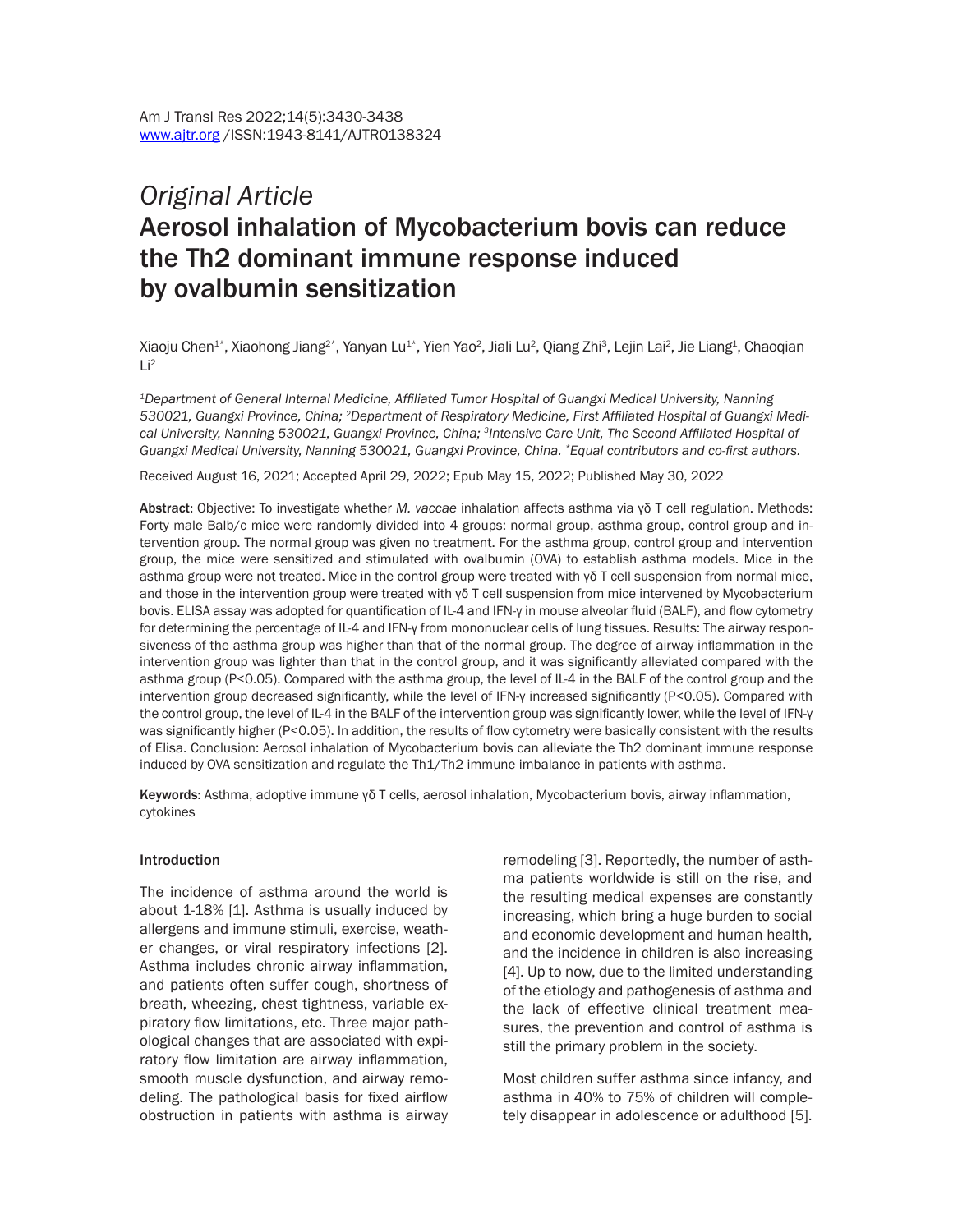*Original Article*

# Aerosol inhalation of Mycobacterium bovis can reduce the Th2 dominant immune response induced by ovalbumin sensitization

Xiaoju Chen[1*], Xiaohong Jiang[2*], Yanyan Lu[1*], Yien Yao[2], Jiali Lu[2], Qiang Zhi[3], Lejin Lai[2], Jie Liang[1], Chaoqian Li[2]

*[1]Department of General Internal Medicine, Affiliated Tumor Hospital of Guangxi Medical University, Nanning 530021, Guangxi Province, China; [2]Department of Respiratory Medicine, First Affiliated Hospital of Guangxi Medical University, Nanning 530021, Guangxi Province, China; [3]Intensive Care Unit, The Second Affiliated Hospital of Guangxi Medical University, Nanning 530021, Guangxi Province, China. [*]Equal contributors and co-first authors.*

Received August 16, 2021; Accepted April 29, 2022; Epub May 15, 2022; Published May 30, 2022

**Abstract:** Objective: To investigate whether *M. vaccae* inhalation affects asthma via γδ T cell regulation. Methods: Forty male Balb/c mice were randomly divided into 4 groups: normal group, asthma group, control group and intervention group. The normal group was given no treatment. For the asthma group, control group and intervention group, the mice were sensitized and stimulated with ovalbumin (OVA) to establish asthma models. Mice in the asthma group were not treated. Mice in the control group were treated with γδ T cell suspension from normal mice, and those in the intervention group were treated with γδ T cell suspension from mice intervened by Mycobacterium bovis. ELISA assay was adopted for quantification of IL-4 and IFN-γ in mouse alveolar fluid (BALF), and flow cytometry for determining the percentage of IL-4 and IFN-γ from mononuclear cells of lung tissues. Results: The airway responsiveness of the asthma group was higher than that of the normal group. The degree of airway inflammation in the intervention group was lighter than that in the control group, and it was significantly alleviated compared with the asthma group ($P<0.05$). Compared with the asthma group, the level of IL-4 in the BALF of the control group and the intervention group decreased significantly, while the level of IFN-γ increased significantly ($P<0.05$). Compared with the control group, the level of IL-4 in the BALF of the intervention group was significantly lower, while the level of IFN-γ was significantly higher ($P<0.05$). In addition, the results of flow cytometry were basically consistent with the results of Elisa. Conclusion: Aerosol inhalation of Mycobacterium bovis can alleviate the Th2 dominant immune response induced by OVA sensitization and regulate the Th1/Th2 immune imbalance in patients with asthma.

**Keywords:** Asthma, adoptive immune γδ T cells, aerosol inhalation, Mycobacterium bovis, airway inflammation, cytokines

## Introduction

The incidence of asthma around the world is about 1-18% [1]. Asthma is usually induced by allergens and immune stimuli, exercise, weather changes, or viral respiratory infections [2]. Asthma includes chronic airway inflammation, and patients often suffer cough, shortness of breath, wheezing, chest tightness, variable expiratory flow limitations, etc. Three major pathological changes that are associated with expiratory flow limitation are airway inflammation, smooth muscle dysfunction, and airway remodeling. The pathological basis for fixed airflow obstruction in patients with asthma is airway remodeling [3]. Reportedly, the number of asthma patients worldwide is still on the rise, and the resulting medical expenses are constantly increasing, which bring a huge burden to social and economic development and human health, and the incidence in children is also increasing [4]. Up to now, due to the limited understanding of the etiology and pathogenesis of asthma and the lack of effective clinical treatment measures, the prevention and control of asthma is still the primary problem in the society.

Most children suffer asthma since infancy, and asthma in 40% to 75% of children will completely disappear in adolescence or adulthood [5].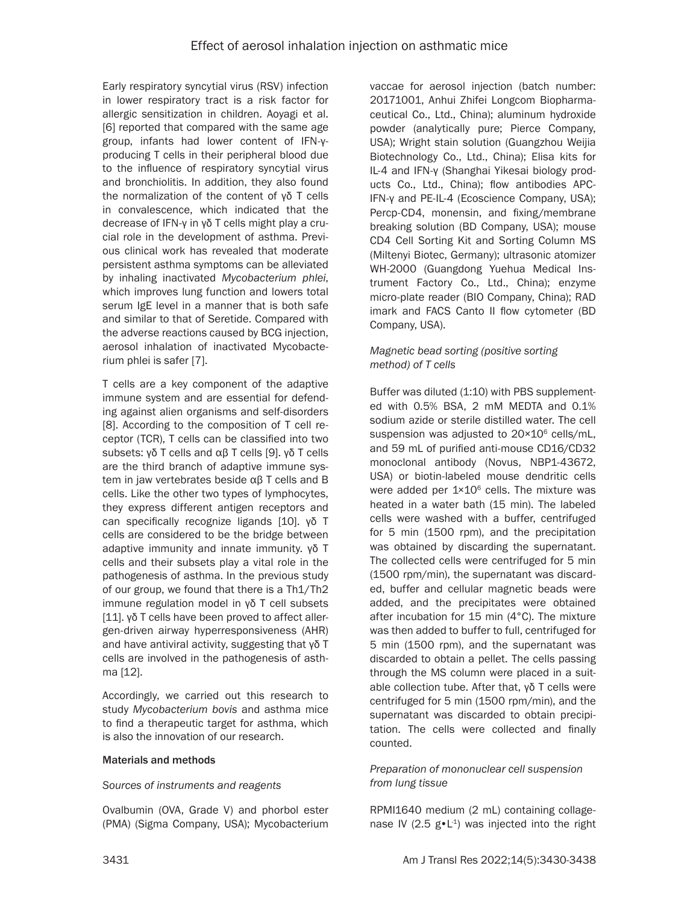Early respiratory syncytial virus (RSV) infection in lower respiratory tract is a risk factor for allergic sensitization in children. Aoyagi et al. [6] reported that compared with the same age group, infants had lower content of IFN-γ-producing T cells in their peripheral blood due to the influence of respiratory syncytial virus and bronchiolitis. In addition, they also found the normalization of the content of γδ T cells in convalescence, which indicated that the decrease of IFN-γ in γδ T cells might play a crucial role in the development of asthma. Previous clinical work has revealed that moderate persistent asthma symptoms can be alleviated by inhaling inactivated *Mycobacterium phlei*, which improves lung function and lowers total serum IgE level in a manner that is both safe and similar to that of Seretide. Compared with the adverse reactions caused by BCG injection, aerosol inhalation of inactivated Mycobacterium phlei is safer [7].

T cells are a key component of the adaptive immune system and are essential for defending against alien organisms and self-disorders [8]. According to the composition of T cell receptor (TCR), T cells can be classified into two subsets: γδ T cells and αβ T cells [9]. γδ T cells are the third branch of adaptive immune system in jaw vertebrates beside αβ T cells and B cells. Like the other two types of lymphocytes, they express different antigen receptors and can specifically recognize ligands [10]. γδ T cells are considered to be the bridge between adaptive immunity and innate immunity. γδ T cells and their subsets play a vital role in the pathogenesis of asthma. In the previous study of our group, we found that there is a Th1/Th2 immune regulation model in γδ T cell subsets [11]. γδ T cells have been proved to affect allergen-driven airway hyperresponsiveness (AHR) and have antiviral activity, suggesting that γδ T cells are involved in the pathogenesis of asthma [12].

Accordingly, we carried out this research to study *Mycobacterium bovis* and asthma mice to find a therapeutic target for asthma, which is also the innovation of our research.

## Materials and methods

### *Sources of instruments and reagents*

Ovalbumin (OVA, Grade V) and phorbol ester (PMA) (Sigma Company, USA); Mycobacterium vaccae for aerosol injection (batch number: 20171001, Anhui Zhifei Longcom Biopharmaceutical Co., Ltd., China); aluminum hydroxide powder (analytically pure; Pierce Company, USA); Wright stain solution (Guangzhou Weijia Biotechnology Co., Ltd., China); Elisa kits for IL-4 and IFN-γ (Shanghai Yikesai biology products Co., Ltd., China); flow antibodies APC-IFN-γ and PE-IL-4 (Ecoscience Company, USA); Percp-CD4, monensin, and fixing/membrane breaking solution (BD Company, USA); mouse CD4 Cell Sorting Kit and Sorting Column MS (Miltenyi Biotec, Germany); ultrasonic atomizer WH-2000 (Guangdong Yuehua Medical Instrument Factory Co., Ltd., China); enzyme micro-plate reader (BIO Company, China); RAD imark and FACS Canto II flow cytometer (BD Company, USA).

### *Magnetic bead sorting (positive sorting method) of T cells*

Buffer was diluted (1:10) with PBS supplemented with 0.5% BSA, 2 mM MEDTA and 0.1% sodium azide or sterile distilled water. The cell suspension was adjusted to $20 \times 10^6$ cells/mL, and 59 mL of purified anti-mouse CD16/CD32 monoclonal antibody (Novus, NBP1-43672, USA) or biotin-labeled mouse dendritic cells were added per $1 \times 10^6$ cells. The mixture was heated in a water bath (15 min). The labeled cells were washed with a buffer, centrifuged for 5 min (1500 rpm), and the precipitation was obtained by discarding the supernatant. The collected cells were centrifuged for 5 min (1500 rpm/min), the supernatant was discarded, buffer and cellular magnetic beads were added, and the precipitates were obtained after incubation for 15 min (4°C). The mixture was then added to buffer to full, centrifuged for 5 min (1500 rpm), and the supernatant was discarded to obtain a pellet. The cells passing through the MS column were placed in a suitable collection tube. After that, γδ T cells were centrifuged for 5 min (1500 rpm/min), and the supernatant was discarded to obtain precipitation. The cells were collected and finally counted.

### *Preparation of mononuclear cell suspension from lung tissue*

RPMI1640 medium (2 mL) containing collagenase IV (2.5 $g \bullet L^{-1}$) was injected into the right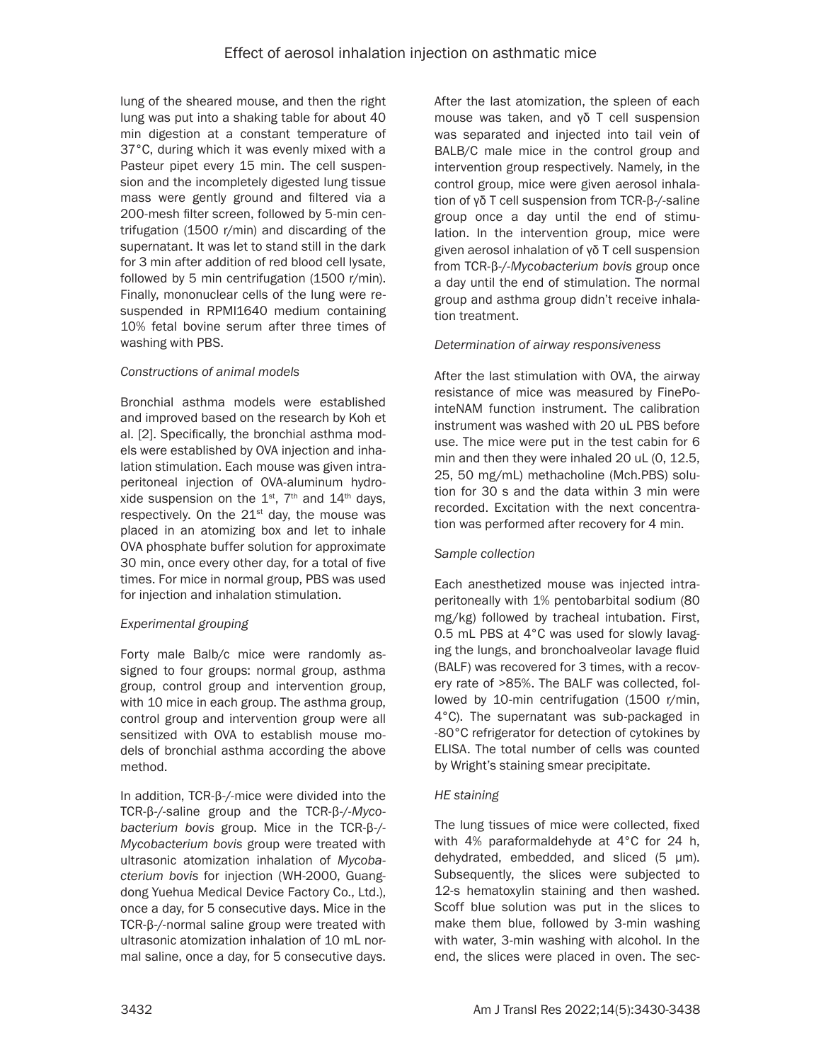lung of the sheared mouse, and then the right lung was put into a shaking table for about 40 min digestion at a constant temperature of 37°C, during which it was evenly mixed with a Pasteur pipet every 15 min. The cell suspension and the incompletely digested lung tissue mass were gently ground and filtered via a 200-mesh filter screen, followed by 5-min centrifugation (1500 r/min) and discarding of the supernatant. It was let to stand still in the dark for 3 min after addition of red blood cell lysate, followed by 5 min centrifugation (1500 r/min). Finally, mononuclear cells of the lung were resuspended in RPMI1640 medium containing 10% fetal bovine serum after three times of washing with PBS.

*Constructions of animal models*

Bronchial asthma models were established and improved based on the research by Koh et al. [2]. Specifically, the bronchial asthma models were established by OVA injection and inhalation stimulation. Each mouse was given intraperitoneal injection of OVA-aluminum hydroxide suspension on the 1st, 7th and 14th days, respectively. On the 21st day, the mouse was placed in an atomizing box and let to inhale OVA phosphate buffer solution for approximate 30 min, once every other day, for a total of five times. For mice in normal group, PBS was used for injection and inhalation stimulation.

*Experimental grouping*

Forty male Balb/c mice were randomly assigned to four groups: normal group, asthma group, control group and intervention group, with 10 mice in each group. The asthma group, control group and intervention group were all sensitized with OVA to establish mouse models of bronchial asthma according the above method.

In addition, TCR-β-/-mice were divided into the TCR-β-/-saline group and the TCR-β-/-*Mycobacterium bovis* group. Mice in the TCR-β-/-*Mycobacterium bovis* group were treated with ultrasonic atomization inhalation of *Mycobacterium bovis* for injection (WH-2000, Guangdong Yuehua Medical Device Factory Co., Ltd.), once a day, for 5 consecutive days. Mice in the TCR-β-/-normal saline group were treated with ultrasonic atomization inhalation of 10 mL normal saline, once a day, for 5 consecutive days. After the last atomization, the spleen of each mouse was taken, and γδ T cell suspension was separated and injected into tail vein of BALB/C male mice in the control group and intervention group respectively. Namely, in the control group, mice were given aerosol inhalation of γδ T cell suspension from TCR-β-/-saline group once a day until the end of stimulation. In the intervention group, mice were given aerosol inhalation of γδ T cell suspension from TCR-β-/-*Mycobacterium bovis* group once a day until the end of stimulation. The normal group and asthma group didn't receive inhalation treatment.

*Determination of airway responsiveness*

After the last stimulation with OVA, the airway resistance of mice was measured by FinePointeNAM function instrument. The calibration instrument was washed with 20 uL PBS before use. The mice were put in the test cabin for 6 min and then they were inhaled 20 uL (0, 12.5, 25, 50 mg/mL) methacholine (Mch.PBS) solution for 30 s and the data within 3 min were recorded. Excitation with the next concentration was performed after recovery for 4 min.

*Sample collection*

Each anesthetized mouse was injected intraperitoneally with 1% pentobarbital sodium (80 mg/kg) followed by tracheal intubation. First, 0.5 mL PBS at 4°C was used for slowly lavaging the lungs, and bronchoalveolar lavage fluid (BALF) was recovered for 3 times, with a recovery rate of >85%. The BALF was collected, followed by 10-min centrifugation (1500 r/min, 4°C). The supernatant was sub-packaged in -80°C refrigerator for detection of cytokines by ELISA. The total number of cells was counted by Wright's staining smear precipitate.

*HE staining*

The lung tissues of mice were collected, fixed with 4% paraformaldehyde at 4°C for 24 h, dehydrated, embedded, and sliced (5 μm). Subsequently, the slices were subjected to 12-s hematoxylin staining and then washed. Scoff blue solution was put in the slices to make them blue, followed by 3-min washing with water, 3-min washing with alcohol. In the end, the slices were placed in oven. The sec-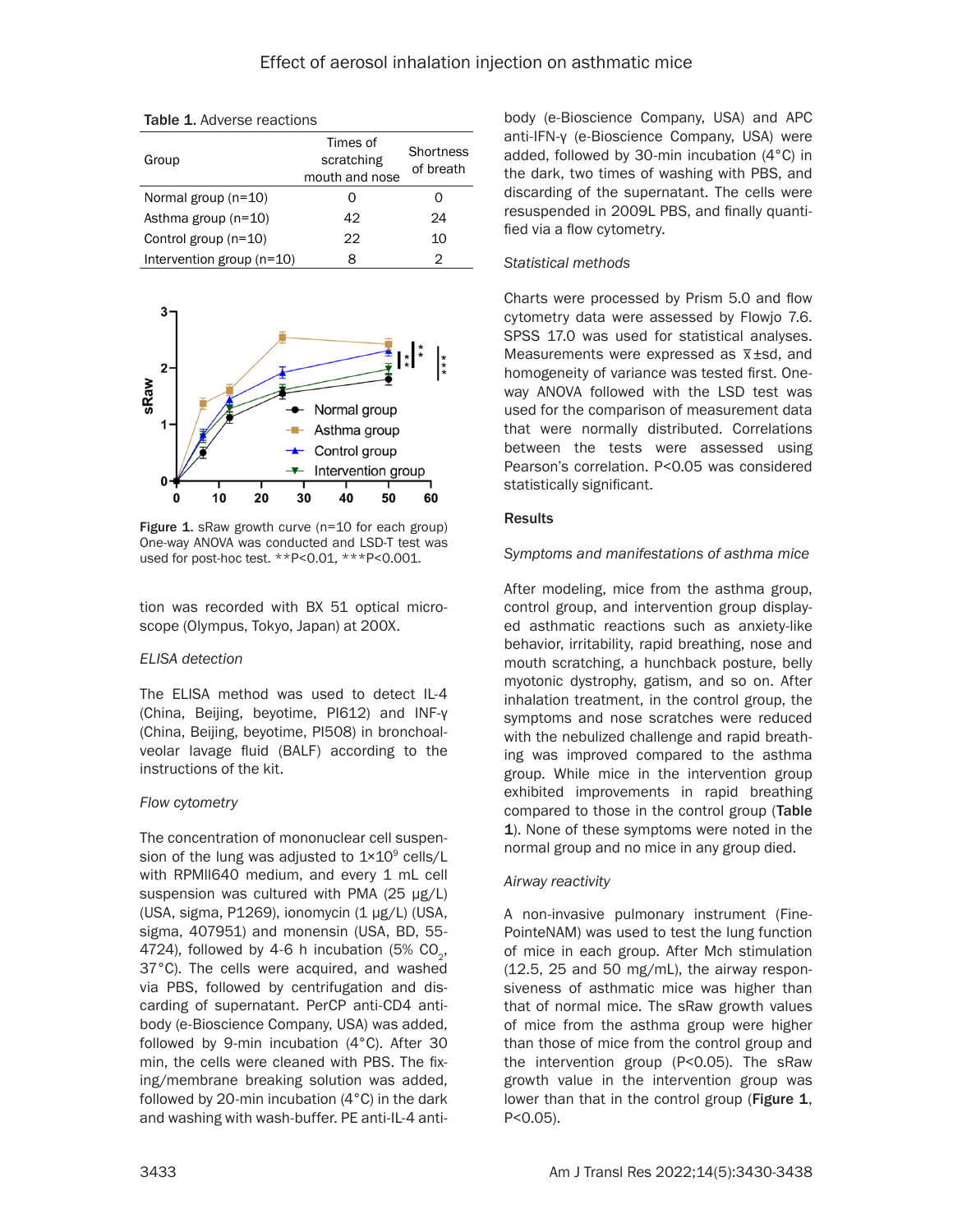Table 1. Adverse reactions

| Group | Times of scratching mouth and nose | Shortness of breath |
|---|---|---|
| Normal group (n=10) | 0 | 0 |
| Asthma group (n=10) | 42 | 24 |
| Control group (n=10) | 22 | 10 |
| Intervention group (n=10) | 8 | 2 |

Figure 1. sRaw growth curve (n=10 for each group) One-way ANOVA was conducted and LSD-T test was used for post-hoc test. **P<0.01, ***P<0.001.

tion was recorded with BX 51 optical microscope (Olympus, Tokyo, Japan) at 200X.

*ELISA detection*

The ELISA method was used to detect IL-4 (China, Beijing, beyotime, PI612) and INF-γ (China, Beijing, beyotime, PI508) in bronchoalveolar lavage fluid (BALF) according to the instructions of the kit.

*Flow cytometry*

The concentration of mononuclear cell suspension of the lung was adjusted to $1\times10^9$ cells/L with RPMIl640 medium, and every 1 mL cell suspension was cultured with PMA (25 μg/L) (USA, sigma, P1269), ionomycin (1 μg/L) (USA, sigma, 407951) and monensin (USA, BD, 55-4724), followed by 4-6 h incubation (5% $CO_2$, 37°C). The cells were acquired, and washed via PBS, followed by centrifugation and discarding of supernatant. PerCP anti-CD4 antibody (e-Bioscience Company, USA) was added, followed by 9-min incubation (4°C). After 30 min, the cells were cleaned with PBS. The fixing/membrane breaking solution was added, followed by 20-min incubation (4°C) in the dark and washing with wash-buffer. PE anti-IL-4 antibody (e-Bioscience Company, USA) and APC anti-IFN-γ (e-Bioscience Company, USA) were added, followed by 30-min incubation (4°C) in the dark, two times of washing with PBS, and discarding of the supernatant. The cells were resuspended in 2009L PBS, and finally quantified via a flow cytometry.

*Statistical methods*

Charts were processed by Prism 5.0 and flow cytometry data were assessed by Flowjo 7.6. SPSS 17.0 was used for statistical analyses. Measurements were expressed as $\bar{x}\pm$sd, and homogeneity of variance was tested first. One-way ANOVA followed with the LSD test was used for the comparison of measurement data that were normally distributed. Correlations between the tests were assessed using Pearson's correlation. $P<0.05$ was considered statistically significant.

## Results

*Symptoms and manifestations of asthma mice*

After modeling, mice from the asthma group, control group, and intervention group displayed asthmatic reactions such as anxiety-like behavior, irritability, rapid breathing, nose and mouth scratching, a hunchback posture, belly myotonic dystrophy, gatism, and so on. After inhalation treatment, in the control group, the symptoms and nose scratches were reduced with the nebulized challenge and rapid breathing was improved compared to the asthma group. While mice in the intervention group exhibited improvements in rapid breathing compared to those in the control group (**Table 1**). None of these symptoms were noted in the normal group and no mice in any group died.

*Airway reactivity*

A non-invasive pulmonary instrument (FinePointeNAM) was used to test the lung function of mice in each group. After Mch stimulation (12.5, 25 and 50 mg/mL), the airway responsiveness of asthmatic mice was higher than that of normal mice. The sRaw growth values of mice from the asthma group were higher than those of mice from the control group and the intervention group ($P<0.05$). The sRaw growth value in the intervention group was lower than that in the control group (**Figure 1**, $P<0.05$).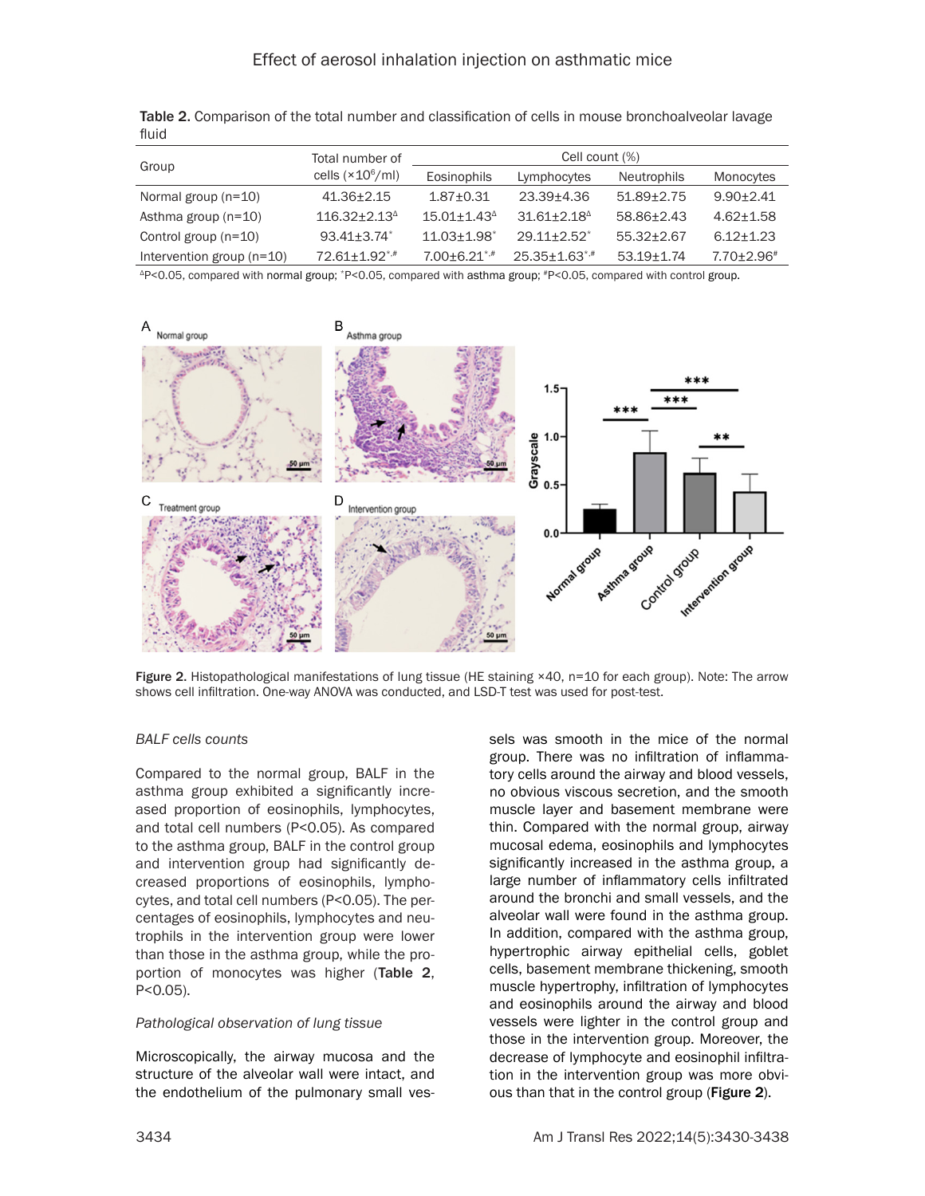Table 2. Comparison of the total number and classification of cells in mouse bronchoalveolar lavage fluid

| Group | Total number of cells ($\times10^6$/ml) | Cell count (%) | | | |
|---|---|---|---|---|---|
| | | Eosinophils | Lymphocytes | Neutrophils | Monocytes |
| Normal group (n=10) | 41.36±2.15 | 1.87±0.31 | 23.39±4.36 | 51.89±2.75 | 9.90±2.41 |
| Asthma group (n=10) | 116.32±2.13$^{\Delta}$ | 15.01±1.43$^{\Delta}$ | 31.61±2.18$^{\Delta}$ | 58.86±2.43 | 4.62±1.58 |
| Control group (n=10) | 93.41±3.74$^{*}$ | 11.03±1.98$^{*}$ | 29.11±2.52$^{*}$ | 55.32±2.67 | 6.12±1.23 |
| Intervention group (n=10) | 72.61±1.92$^{*,\#}$ | 7.00±6.21$^{*,\#}$ | 25.35±1.63$^{*,\#}$ | 53.19±1.74 | 7.70±2.96$^{\#}$ |

$^{\Delta}P<0.05$, compared with normal group; $^{*}P<0.05$, compared with asthma group; $^{\#}P<0.05$, compared with control group.

Figure 2. Histopathological manifestations of lung tissue (HE staining ×40, n=10 for each group). Note: The arrow shows cell infiltration. One-way ANOVA was conducted, and LSD-T test was used for post-test.

*BALF cells counts*

Compared to the normal group, BALF in the asthma group exhibited a significantly increased proportion of eosinophils, lymphocytes, and total cell numbers (P<0.05). As compared to the asthma group, BALF in the control group and intervention group had significantly decreased proportions of eosinophils, lymphocytes, and total cell numbers (P<0.05). The percentages of eosinophils, lymphocytes and neutrophils in the intervention group were lower than those in the asthma group, while the proportion of monocytes was higher (**Table 2**, P<0.05).

*Pathological observation of lung tissue*

Microscopically, the airway mucosa and the structure of the alveolar wall were intact, and the endothelium of the pulmonary small vessels was smooth in the mice of the normal group. There was no infiltration of inflammatory cells around the airway and blood vessels, no obvious viscous secretion, and the smooth muscle layer and basement membrane were thin. Compared with the normal group, airway mucosal edema, eosinophils and lymphocytes significantly increased in the asthma group, a large number of inflammatory cells infiltrated around the bronchi and small vessels, and the alveolar wall were found in the asthma group. In addition, compared with the asthma group, hypertrophic airway epithelial cells, goblet cells, basement membrane thickening, smooth muscle hypertrophy, infiltration of lymphocytes and eosinophils around the airway and blood vessels were lighter in the control group and those in the intervention group. Moreover, the decrease of lymphocyte and eosinophil infiltration in the intervention group was more obvious than that in the control group (**Figure 2**).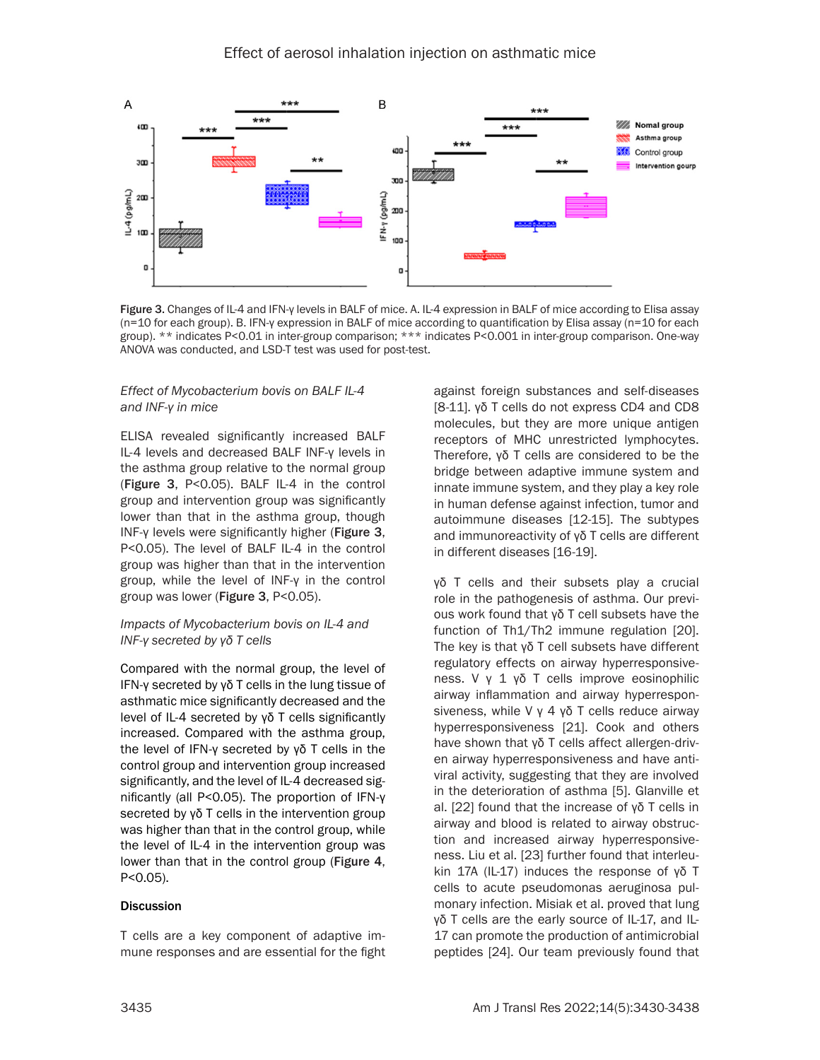Figure 3. Changes of IL-4 and IFN-γ levels in BALF of mice. A. IL-4 expression in BALF of mice according to Elisa assay (n=10 for each group). B. IFN-γ expression in BALF of mice according to quantification by Elisa assay (n=10 for each group). ** indicates P<0.01 in inter-group comparison; *** indicates P<0.001 in inter-group comparison. One-way ANOVA was conducted, and LSD-T test was used for post-test.

*Effect of Mycobacterium bovis on BALF IL-4 and INF-γ in mice*

ELISA revealed significantly increased BALF IL-4 levels and decreased BALF INF-γ levels in the asthma group relative to the normal group (**Figure 3**, P<0.05). BALF IL-4 in the control group and intervention group was significantly lower than that in the asthma group, though INF-γ levels were significantly higher (**Figure 3**, P<0.05). The level of BALF IL-4 in the control group was higher than that in the intervention group, while the level of INF-γ in the control group was lower (**Figure 3**, P<0.05).

*Impacts of Mycobacterium bovis on IL-4 and INF-γ secreted by γδ T cells*

Compared with the normal group, the level of IFN-γ secreted by γδ T cells in the lung tissue of asthmatic mice significantly decreased and the level of IL-4 secreted by γδ T cells significantly increased. Compared with the asthma group, the level of IFN-γ secreted by γδ T cells in the control group and intervention group increased significantly, and the level of IL-4 decreased significantly (all P<0.05). The proportion of IFN-γ secreted by γδ T cells in the intervention group was higher than that in the control group, while the level of IL-4 in the intervention group was lower than that in the control group (**Figure 4**, P<0.05).

## Discussion

T cells are a key component of adaptive immune responses and are essential for the fight against foreign substances and self-diseases [8-11]. γδ T cells do not express CD4 and CD8 molecules, but they are more unique antigen receptors of MHC unrestricted lymphocytes. Therefore, γδ T cells are considered to be the bridge between adaptive immune system and innate immune system, and they play a key role in human defense against infection, tumor and autoimmune diseases [12-15]. The subtypes and immunoreactivity of γδ T cells are different in different diseases [16-19].

γδ T cells and their subsets play a crucial role in the pathogenesis of asthma. Our previous work found that γδ T cell subsets have the function of Th1/Th2 immune regulation [20]. The key is that γδ T cell subsets have different regulatory effects on airway hyperresponsiveness. V γ 1 γδ T cells improve eosinophilic airway inflammation and airway hyperresponsiveness, while V γ 4 γδ T cells reduce airway hyperresponsiveness [21]. Cook and others have shown that γδ T cells affect allergen-driven airway hyperresponsiveness and have antiviral activity, suggesting that they are involved in the deterioration of asthma [5]. Glanville et al. [22] found that the increase of γδ T cells in airway and blood is related to airway obstruction and increased airway hyperresponsiveness. Liu et al. [23] further found that interleukin 17A (IL-17) induces the response of γδ T cells to acute pseudomonas aeruginosa pulmonary infection. Misiak et al. proved that lung γδ T cells are the early source of IL-17, and IL-17 can promote the production of antimicrobial peptides [24]. Our team previously found that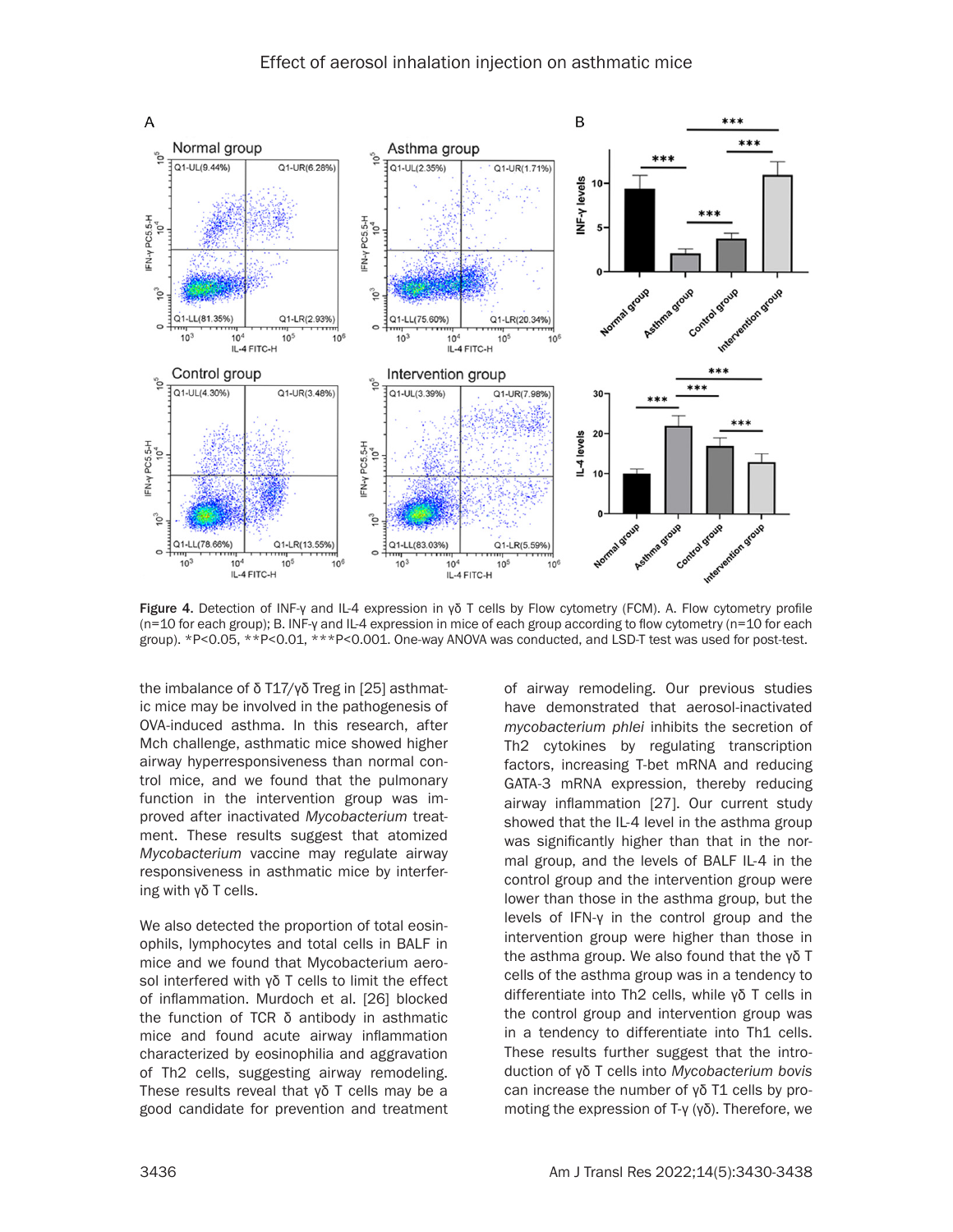Figure 4. Detection of INF-γ and IL-4 expression in γδ T cells by Flow cytometry (FCM). A. Flow cytometry profile (n=10 for each group); B. INF-γ and IL-4 expression in mice of each group according to flow cytometry (n=10 for each group). *P<0.05, **P<0.01, ***P<0.001. One-way ANOVA was conducted, and LSD-T test was used for post-test.

the imbalance of δ T17/γδ Treg in [25] asthmatic mice may be involved in the pathogenesis of OVA-induced asthma. In this research, after Mch challenge, asthmatic mice showed higher airway hyperresponsiveness than normal control mice, and we found that the pulmonary function in the intervention group was improved after inactivated *Mycobacterium* treatment. These results suggest that atomized *Mycobacterium* vaccine may regulate airway responsiveness in asthmatic mice by interfering with γδ T cells.

We also detected the proportion of total eosinophils, lymphocytes and total cells in BALF in mice and we found that Mycobacterium aerosol interfered with γδ T cells to limit the effect of inflammation. Murdoch et al. [26] blocked the function of TCR δ antibody in asthmatic mice and found acute airway inflammation characterized by eosinophilia and aggravation of Th2 cells, suggesting airway remodeling. These results reveal that γδ T cells may be a good candidate for prevention and treatment of airway remodeling. Our previous studies have demonstrated that aerosol-inactivated *mycobacterium phlei* inhibits the secretion of Th2 cytokines by regulating transcription factors, increasing T-bet mRNA and reducing GATA-3 mRNA expression, thereby reducing airway inflammation [27]. Our current study showed that the IL-4 level in the asthma group was significantly higher than that in the normal group, and the levels of BALF IL-4 in the control group and the intervention group were lower than those in the asthma group, but the levels of IFN-γ in the control group and the intervention group were higher than those in the asthma group. We also found that the γδ T cells of the asthma group was in a tendency to differentiate into Th2 cells, while γδ T cells in the control group and intervention group was in a tendency to differentiate into Th1 cells. These results further suggest that the introduction of γδ T cells into *Mycobacterium bovis* can increase the number of γδ T1 cells by promoting the expression of T-γ (γδ). Therefore, we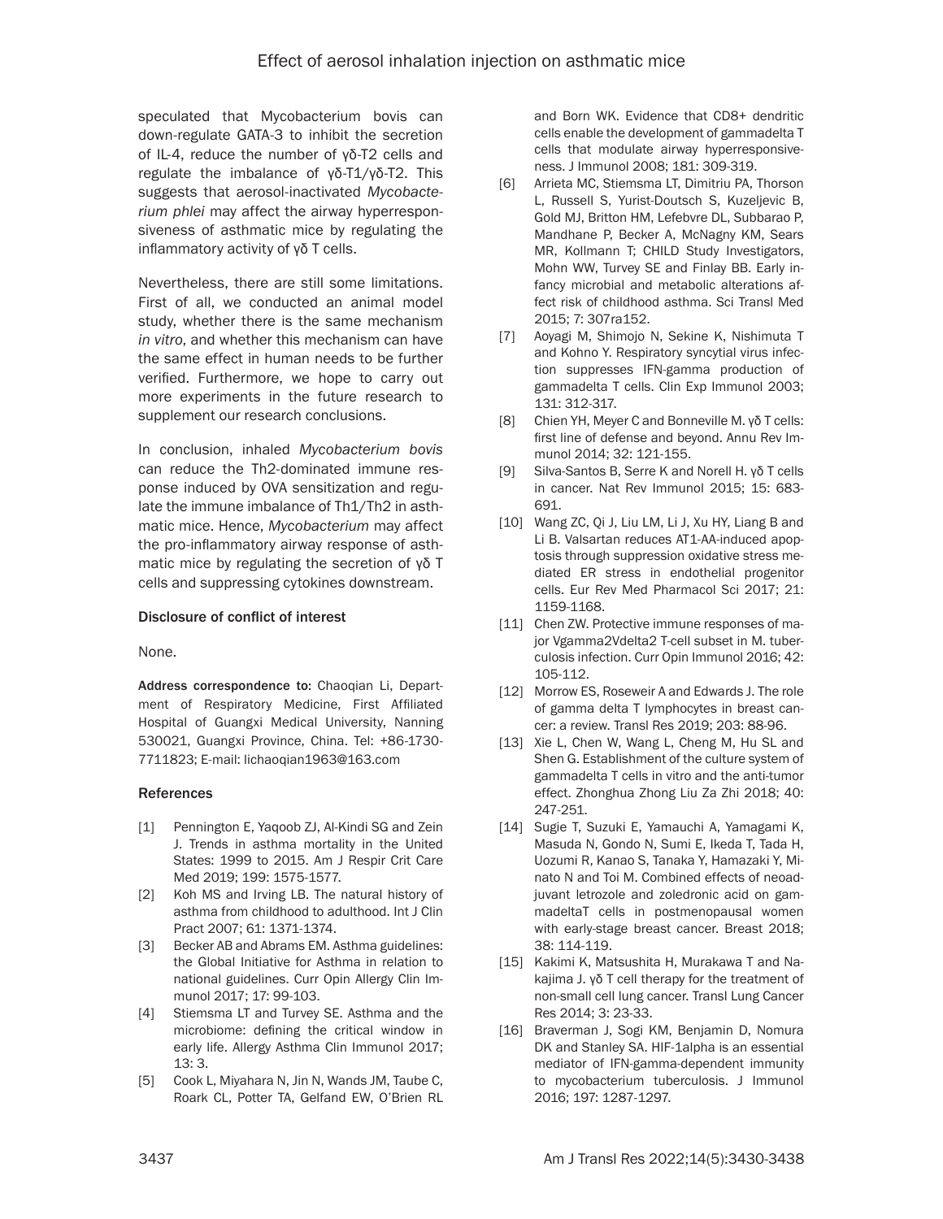speculated that Mycobacterium bovis can down-regulate GATA-3 to inhibit the secretion of IL-4, reduce the number of γδ-T2 cells and regulate the imbalance of γδ-T1/γδ-T2. This suggests that aerosol-inactivated *Mycobacterium phlei* may affect the airway hyperresponsiveness of asthmatic mice by regulating the inflammatory activity of γδ T cells.

Nevertheless, there are still some limitations. First of all, we conducted an animal model study, whether there is the same mechanism *in vitro*, and whether this mechanism can have the same effect in human needs to be further verified. Furthermore, we hope to carry out more experiments in the future research to supplement our research conclusions.

In conclusion, inhaled *Mycobacterium bovis* can reduce the Th2-dominated immune response induced by OVA sensitization and regulate the immune imbalance of Th1/Th2 in asthmatic mice. Hence, *Mycobacterium* may affect the pro-inflammatory airway response of asthmatic mice by regulating the secretion of γδ T cells and suppressing cytokines downstream.

### Disclosure of conflict of interest

None.

**Address correspondence to:** Chaoqian Li, Department of Respiratory Medicine, First Affiliated Hospital of Guangxi Medical University, Nanning 530021, Guangxi Province, China. Tel: +86-1730-7711823; E-mail: lichaoqian1963@163.com

### References

[1] Pennington E, Yaqoob ZJ, Al-Kindi SG and Zein J. Trends in asthma mortality in the United States: 1999 to 2015. Am J Respir Crit Care Med 2019; 199: 1575-1577.

[2] Koh MS and Irving LB. The natural history of asthma from childhood to adulthood. Int J Clin Pract 2007; 61: 1371-1374.

[3] Becker AB and Abrams EM. Asthma guidelines: the Global Initiative for Asthma in relation to national guidelines. Curr Opin Allergy Clin Immunol 2017; 17: 99-103.

[4] Stiemsma LT and Turvey SE. Asthma and the microbiome: defining the critical window in early life. Allergy Asthma Clin Immunol 2017; 13: 3.

[5] Cook L, Miyahara N, Jin N, Wands JM, Taube C, Roark CL, Potter TA, Gelfand EW, O'Brien RL and Born WK. Evidence that CD8+ dendritic cells enable the development of gammadelta T cells that modulate airway hyperresponsiveness. J Immunol 2008; 181: 309-319.

[6] Arrieta MC, Stiemsma LT, Dimitriu PA, Thorson L, Russell S, Yurist-Doutsch S, Kuzeljevic B, Gold MJ, Britton HM, Lefebvre DL, Subbarao P, Mandhane P, Becker A, McNagny KM, Sears MR, Kollmann T; CHILD Study Investigators, Mohn WW, Turvey SE and Finlay BB. Early infancy microbial and metabolic alterations affect risk of childhood asthma. Sci Transl Med 2015; 7: 307ra152.

[7] Aoyagi M, Shimojo N, Sekine K, Nishimuta T and Kohno Y. Respiratory syncytial virus infection suppresses IFN-gamma production of gammadelta T cells. Clin Exp Immunol 2003; 131: 312-317.

[8] Chien YH, Meyer C and Bonneville M. γδ T cells: first line of defense and beyond. Annu Rev Immunol 2014; 32: 121-155.

[9] Silva-Santos B, Serre K and Norell H. γδ T cells in cancer. Nat Rev Immunol 2015; 15: 683-691.

[10] Wang ZC, Qi J, Liu LM, Li J, Xu HY, Liang B and Li B. Valsartan reduces AT1-AA-induced apoptosis through suppression oxidative stress mediated ER stress in endothelial progenitor cells. Eur Rev Med Pharmacol Sci 2017; 21: 1159-1168.

[11] Chen ZW. Protective immune responses of major Vgamma2Vdelta2 T-cell subset in M. tuberculosis infection. Curr Opin Immunol 2016; 42: 105-112.

[12] Morrow ES, Roseweir A and Edwards J. The role of gamma delta T lymphocytes in breast cancer: a review. Transl Res 2019; 203: 88-96.

[13] Xie L, Chen W, Wang L, Cheng M, Hu SL and Shen G. Establishment of the culture system of gammadelta T cells in vitro and the anti-tumor effect. Zhonghua Zhong Liu Za Zhi 2018; 40: 247-251.

[14] Sugie T, Suzuki E, Yamauchi A, Yamagami K, Masuda N, Gondo N, Sumi E, Ikeda T, Tada H, Uozumi R, Kanao S, Tanaka Y, Hamazaki Y, Minato N and Toi M. Combined effects of neoadjuvant letrozole and zoledronic acid on gammadeltaT cells in postmenopausal women with early-stage breast cancer. Breast 2018; 38: 114-119.

[15] Kakimi K, Matsushita H, Murakawa T and Nakajima J. γδ T cell therapy for the treatment of non-small cell lung cancer. Transl Lung Cancer Res 2014; 3: 23-33.

[16] Braverman J, Sogi KM, Benjamin D, Nomura DK and Stanley SA. HIF-1alpha is an essential mediator of IFN-gamma-dependent immunity to mycobacterium tuberculosis. J Immunol 2016; 197: 1287-1297.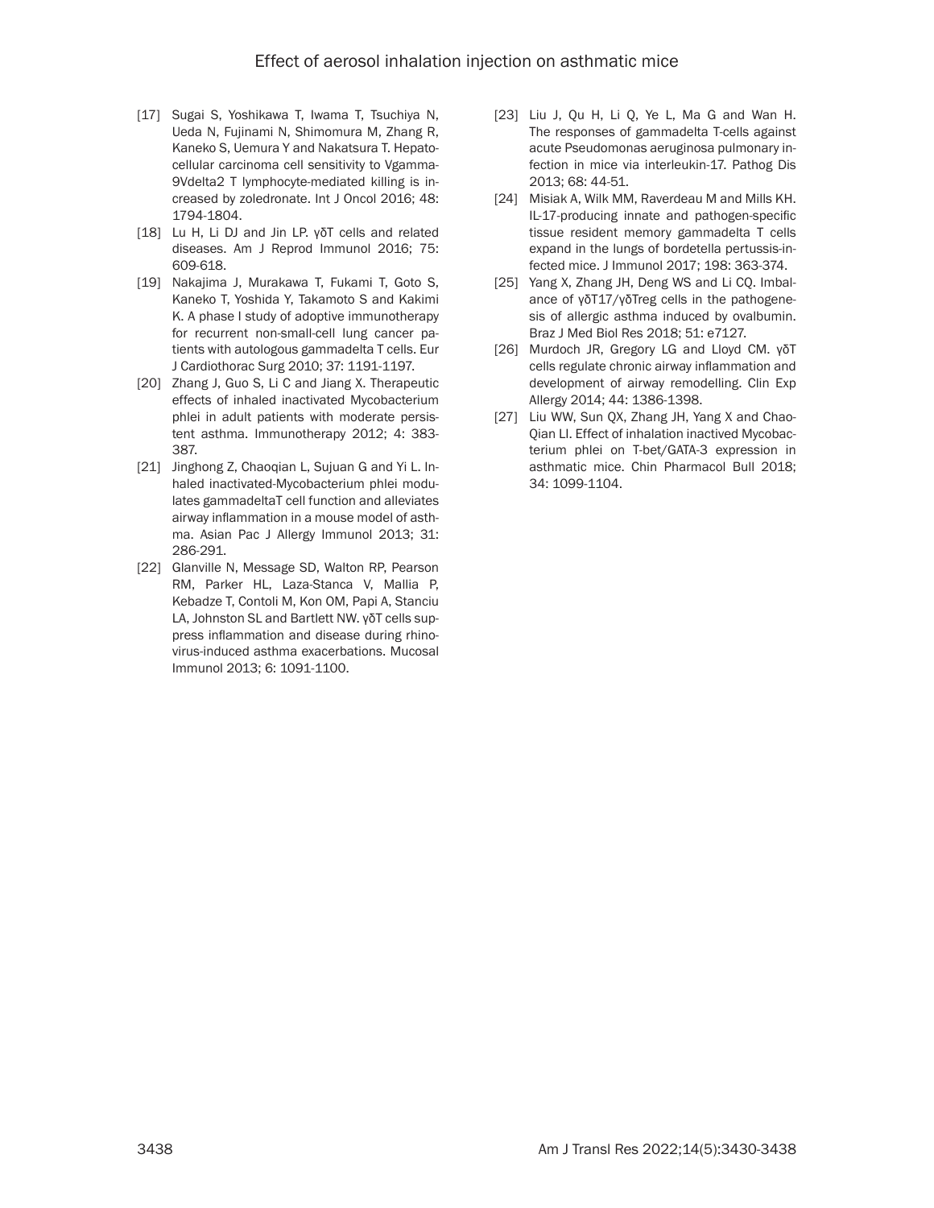[17] Sugai S, Yoshikawa T, Iwama T, Tsuchiya N, Ueda N, Fujinami N, Shimomura M, Zhang R, Kaneko S, Uemura Y and Nakatsura T. Hepatocellular carcinoma cell sensitivity to Vgamma-9Vdelta2 T lymphocyte-mediated killing is increased by zoledronate. Int J Oncol 2016; 48: 1794-1804.

[18] Lu H, Li DJ and Jin LP. γδT cells and related diseases. Am J Reprod Immunol 2016; 75: 609-618.

[19] Nakajima J, Murakawa T, Fukami T, Goto S, Kaneko T, Yoshida Y, Takamoto S and Kakimi K. A phase I study of adoptive immunotherapy for recurrent non-small-cell lung cancer patients with autologous gammadelta T cells. Eur J Cardiothorac Surg 2010; 37: 1191-1197.

[20] Zhang J, Guo S, Li C and Jiang X. Therapeutic effects of inhaled inactivated Mycobacterium phlei in adult patients with moderate persistent asthma. Immunotherapy 2012; 4: 383-387.

[21] Jinghong Z, Chaoqian L, Sujuan G and Yi L. Inhaled inactivated-Mycobacterium phlei modulates gammadeltaT cell function and alleviates airway inflammation in a mouse model of asthma. Asian Pac J Allergy Immunol 2013; 31: 286-291.

[22] Glanville N, Message SD, Walton RP, Pearson RM, Parker HL, Laza-Stanca V, Mallia P, Kebadze T, Contoli M, Kon OM, Papi A, Stanciu LA, Johnston SL and Bartlett NW. γδT cells suppress inflammation and disease during rhinovirus-induced asthma exacerbations. Mucosal Immunol 2013; 6: 1091-1100.

[23] Liu J, Qu H, Li Q, Ye L, Ma G and Wan H. The responses of gammadelta T-cells against acute Pseudomonas aeruginosa pulmonary infection in mice via interleukin-17. Pathog Dis 2013; 68: 44-51.

[24] Misiak A, Wilk MM, Raverdeau M and Mills KH. IL-17-producing innate and pathogen-specific tissue resident memory gammadelta T cells expand in the lungs of bordetella pertussis-infected mice. J Immunol 2017; 198: 363-374.

[25] Yang X, Zhang JH, Deng WS and Li CQ. Imbalance of γδT17/γδTreg cells in the pathogenesis of allergic asthma induced by ovalbumin. Braz J Med Biol Res 2018; 51: e7127.

[26] Murdoch JR, Gregory LG and Lloyd CM. γδT cells regulate chronic airway inflammation and development of airway remodelling. Clin Exp Allergy 2014; 44: 1386-1398.

[27] Liu WW, Sun QX, Zhang JH, Yang X and Chao-Qian LI. Effect of inhalation inactived Mycobacterium phlei on T-bet/GATA-3 expression in asthmatic mice. Chin Pharmacol Bull 2018; 34: 1099-1104.